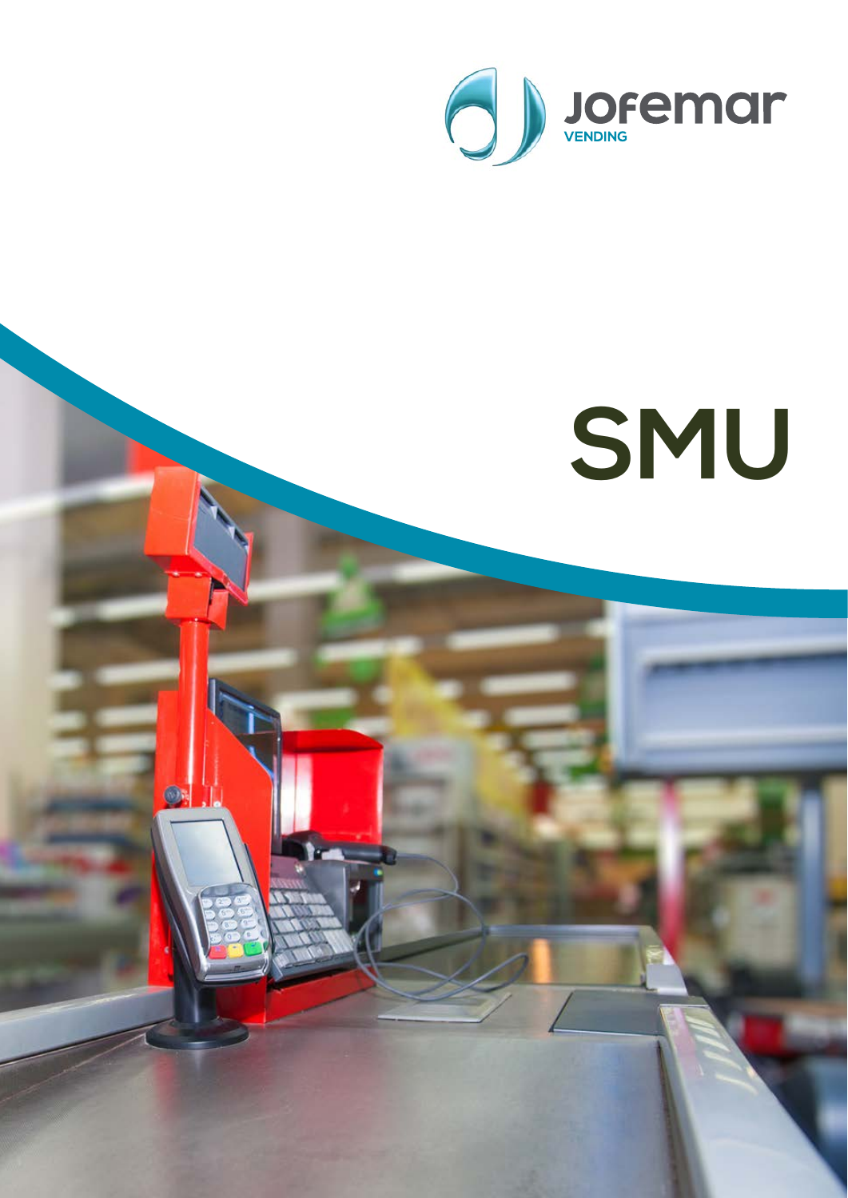Jofemar
VENDING

# SMU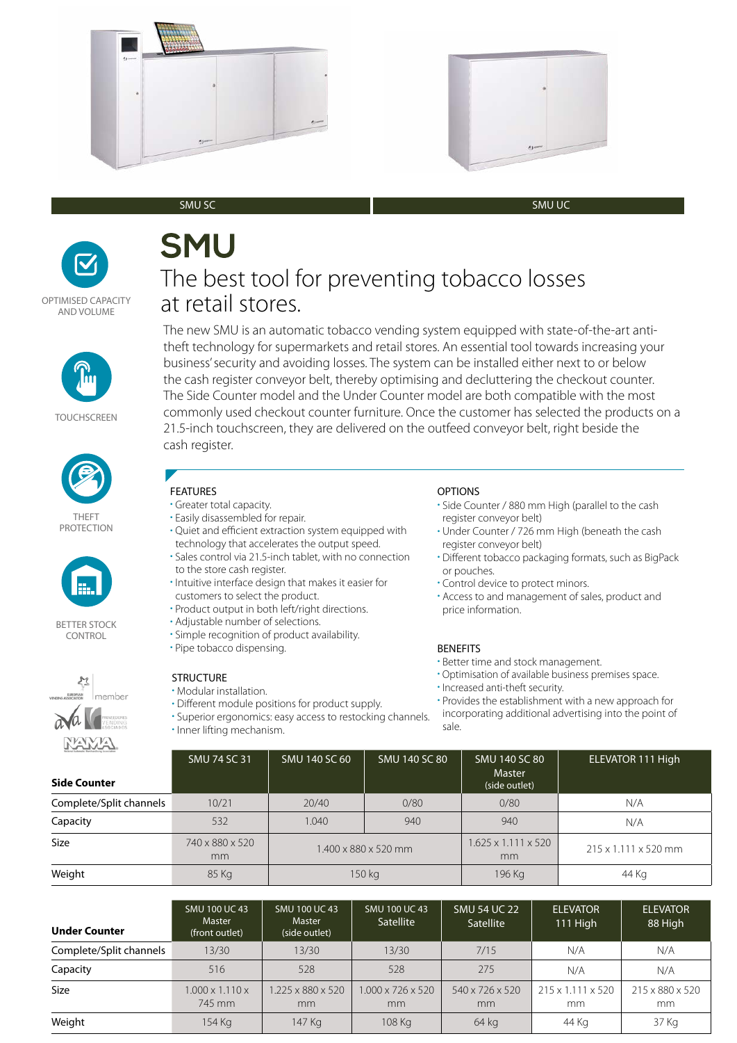SMU SC | SMU UC

OPTIMISED CAPACITY AND VOLUME

TOUCHSCREEN

THEFT PROTECTION

BETTER STOCK CONTROL

# SMU

## The best tool for preventing tobacco losses at retail stores.

The new SMU is an automatic tobacco vending system equipped with state-of-the-art anti-theft technology for supermarkets and retail stores. An essential tool towards increasing your business' security and avoiding losses. The system can be installed either next to or below the cash register conveyor belt, thereby optimising and decluttering the checkout counter. The Side Counter model and the Under Counter model are both compatible with the most commonly used checkout counter furniture. Once the customer has selected the products on a 21.5-inch touchscreen, they are delivered on the outfeed conveyor belt, right beside the cash register.

### FEATURES

- Greater total capacity.
- Easily disassembled for repair.
- Quiet and efficient extraction system equipped with technology that accelerates the output speed.
- Sales control via 21.5-inch tablet, with no connection to the store cash register.
- Intuitive interface design that makes it easier for customers to select the product.
- Product output in both left/right directions.
- Adjustable number of selections.
- Simple recognition of product availability.
- Pipe tobacco dispensing.

### STRUCTURE

- Modular installation.
- Different module positions for product supply.
- Superior ergonomics: easy access to restocking channels.
- Inner lifting mechanism.

### OPTIONS

- Side Counter / 880 mm High (parallel to the cash register conveyor belt)
- Under Counter / 726 mm High (beneath the cash register conveyor belt)
- Different tobacco packaging formats, such as BigPack or pouches.
- Control device to protect minors.
- Access to and management of sales, product and price information.

### BENEFITS

- Better time and stock management.
- Optimisation of available business premises space.
- Increased anti-theft security.
- Provides the establishment with a new approach for incorporating additional advertising into the point of sale.

member

| **Side Counter** | SMU 74 SC 31 | SMU 140 SC 60 | SMU 140 SC 80 | SMU 140 SC 80 Master (side outlet) | ELEVATOR 111 High |
|---|---|---|---|---|---|
| Complete/Split channels | 10/21 | 20/40 | 0/80 | 0/80 | N/A |
| Capacity | 532 | 1.040 | 940 | 940 | N/A |
| Size | 740 x 880 x 520 mm | 1.400 x 880 x 520 mm | | 1.625 x 1.111 x 520 mm | 215 x 1.111 x 520 mm |
| Weight | 85 Kg | 150 kg | | 196 Kg | 44 Kg |

| **Under Counter** | SMU 100 UC 43 Master (front outlet) | SMU 100 UC 43 Master (side outlet) | SMU 100 UC 43 Satellite | SMU 54 UC 22 Satellite | ELEVATOR 111 High | ELEVATOR 88 High |
|---|---|---|---|---|---|---|
| Complete/Split channels | 13/30 | 13/30 | 13/30 | 7/15 | N/A | N/A |
| Capacity | 516 | 528 | 528 | 275 | N/A | N/A |
| Size | 1.000 x 1.110 x 745 mm | 1.225 x 880 x 520 mm | 1.000 x 726 x 520 mm | 540 x 726 x 520 mm | 215 x 1.111 x 520 mm | 215 x 880 x 520 mm |
| Weight | 154 Kg | 147 Kg | 108 Kg | 64 kg | 44 Kg | 37 Kg |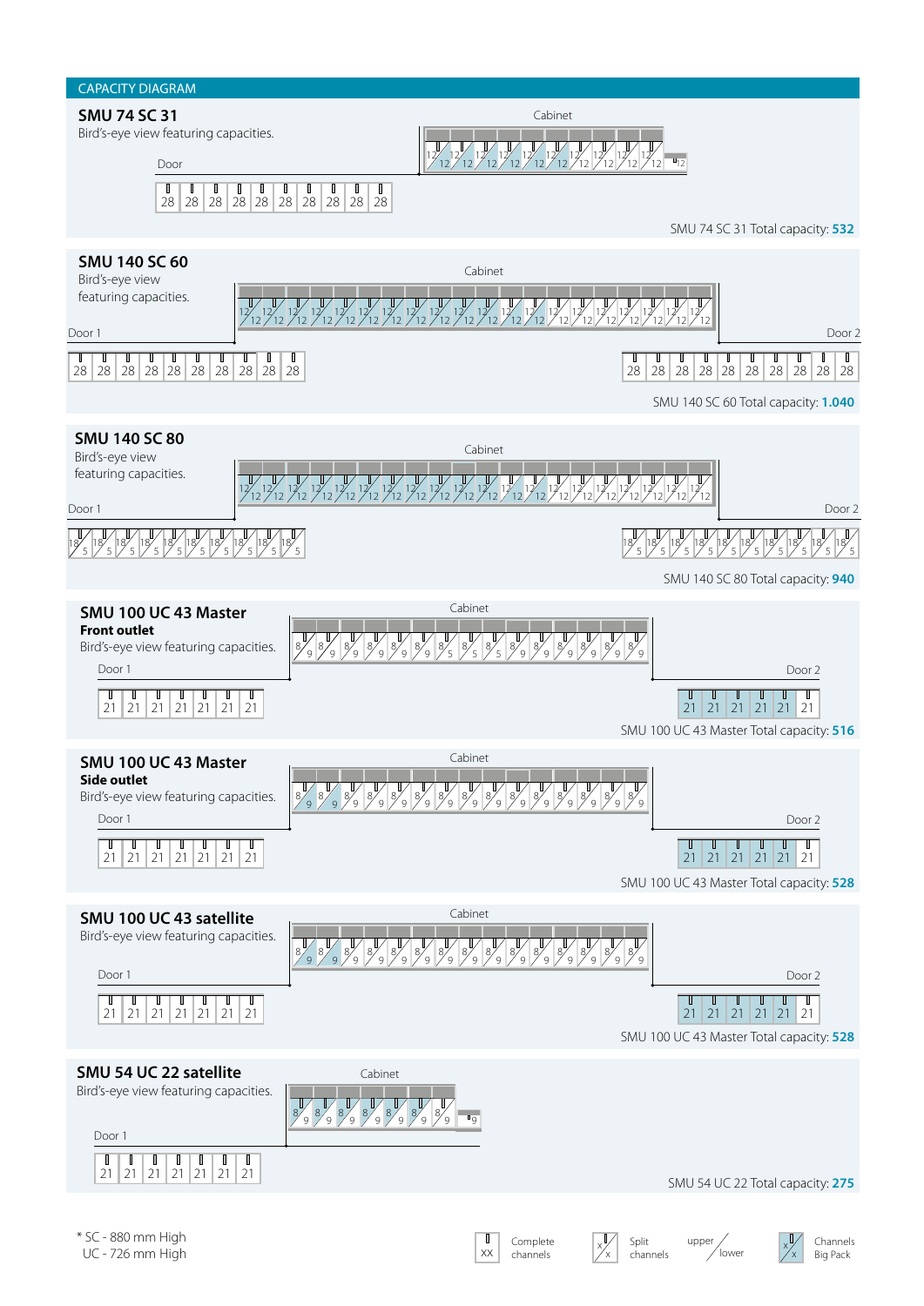## CAPACITY DIAGRAM

### SMU 74 SC 31

Bird's-eye view featuring capacities.

Cabinet

12/12 12/12 12/12 12/12 12/12 12/12 12/12 12/12 12/12 12/12 12

Door

28 28 28 28 28 28 28 28 28 28

SMU 74 SC 31 Total capacity: **532**

### SMU 140 SC 60

Bird's-eye view featuring capacities.

Cabinet

12/12 12/12 12/12 12/12 12/12 12/12 12/12 12/12 12/12 12/12 12/12 12/12 12/12 12/12 12/12 12/12 12/12 12/12 12/12 12/12

Door 1

28 28 28 28 28 28 28 28 28 28

Door 2

28 28 28 28 28 28 28 28 28 28

SMU 140 SC 60 Total capacity: **1.040**

### SMU 140 SC 80

Bird's-eye view featuring capacities.

Cabinet

12/12 12/12 12/12 12/12 12/12 12/12 12/12 12/12 12/12 12/12 12/12 12/12 12/12 12/12 12/12 12/12 12/12 12/12 12/12 12/12

Door 1

18/5 18/5 18/5 18/5 18/5 18/5 18/5 18/5 18/5 18/5

Door 2

18/5 18/5 18/5 18/5 18/5 18/5 18/5 18/5 18/5 18/5

SMU 140 SC 80 Total capacity: **940**

### SMU 100 UC 43 Master

**Front outlet**

Bird's-eye view featuring capacities.

Cabinet

8/9 8/9 8/9 8/9 8/9 8/9 8/5 8/5 8/5 8/9 8/9 8/9 8/9 8/9 8/9

Door 1

21 21 21 21 21 21 21

Door 2

21 21 21 21 21 21

SMU 100 UC 43 Master Total capacity: **516**

### SMU 100 UC 43 Master

**Side outlet**

Bird's-eye view featuring capacities.

Cabinet

8/9 8/9 8/9 8/9 8/9 8/9 8/9 8/9 8/9 8/9 8/9 8/9 8/9 8/9 8/9

Door 1

21 21 21 21 21 21 21

Door 2

21 21 21 21 21 21

SMU 100 UC 43 Master Total capacity: **528**

### SMU 100 UC 43 satellite

Bird's-eye view featuring capacities.

Cabinet

8/9 8/9 8/9 8/9 8/9 8/9 8/9 8/9 8/9 8/9 8/9 8/9 8/9 8/9 8/9

Door 1

21 21 21 21 21 21 21

Door 2

21 21 21 21 21 21

SMU 100 UC 43 Master Total capacity: **528**

### SMU 54 UC 22 satellite

Bird's-eye view featuring capacities.

Cabinet

8/9 8/9 8/9 8/9 8/9 8/9 8/9 9

Door 1

21 21 21 21 21 21 21

SMU 54 UC 22 Total capacity: **275**

\* SC - 880 mm High
UC - 726 mm High

XX Complete channels | x/x Split channels | upper / lower | x/x Channels Big Pack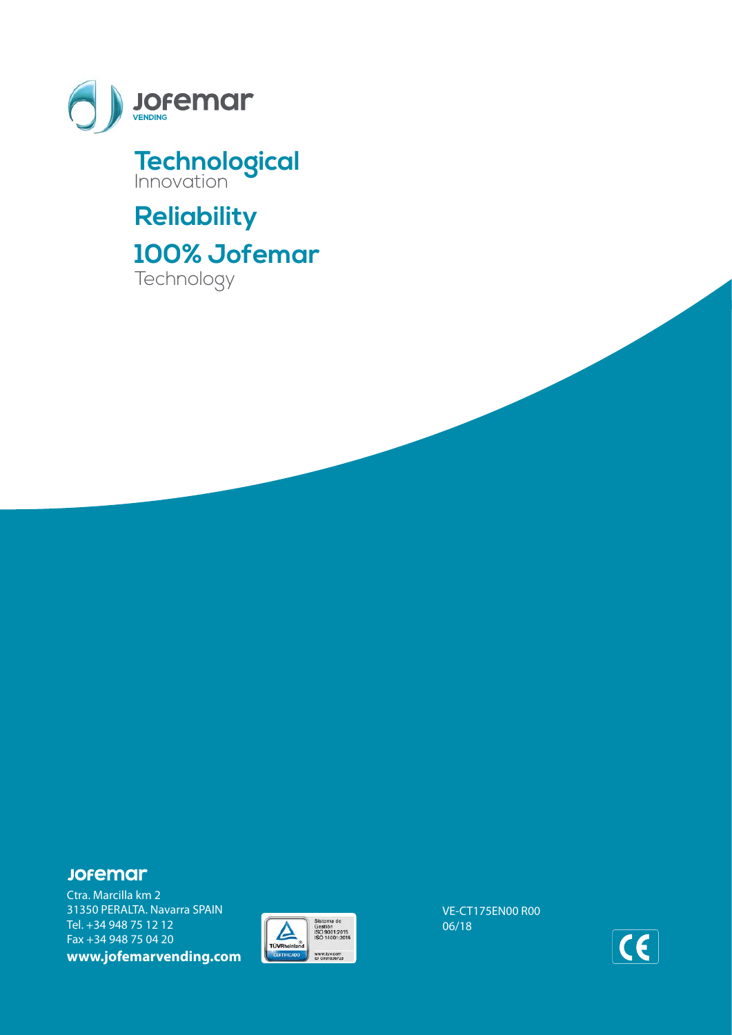Jofemar
VENDING

**Technological**
Innovation

**Reliability**

**100% Jofemar**
Technology

**Jofemar**

Ctra. Marcilla km 2
31350 PERALTA. Navarra SPAIN
Tel. +34 948 75 12 12
Fax +34 948 75 04 20
**www.jofemarvending.com**

TÜVRheinland CERTIFICADO
Sistema de Gestión
ISO 9001:2015
ISO 14001:2015
www.tuv.com
ID 0910086723

VE-CT175EN00 R00
06/18

CE